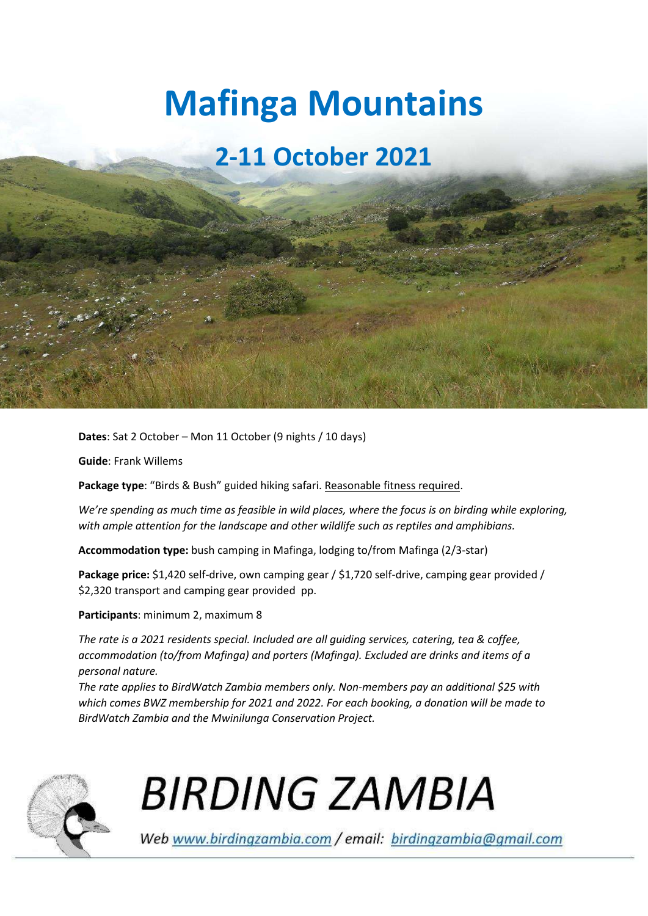# Mafinga Mountains

## 2-11 October 2021

**Dates**: Sat 2 October – Mon 11 October (9 nights / 10 days)

**Guide**: Frank Willems

**Package type**: "Birds & Bush" guided hiking safari. Reasonable fitness required.

*We're spending as much time as feasible in wild places, where the focus is on birding while exploring, with ample attention for the landscape and other wildlife such as reptiles and amphibians.*

**Accommodation type:** bush camping in Mafinga, lodging to/from Mafinga (2/3-star)

**Package price:** $1,420 self-drive, own camping gear / $1,720 self-drive, camping gear provided / $2,320 transport and camping gear provided pp.

**Participants**: minimum 2, maximum 8

*The rate is a 2021 residents special. Included are all guiding services, catering, tea & coffee, accommodation (to/from Mafinga) and porters (Mafinga). Excluded are drinks and items of a personal nature.*
*The rate applies to BirdWatch Zambia members only. Non-members pay an additional $25 with which comes BWZ membership for 2021 and 2022. For each booking, a donation will be made to BirdWatch Zambia and the Mwinilunga Conservation Project.*

# BIRDING ZAMBIA

Web www.birdingzambia.com / email: birdingzambia@gmail.com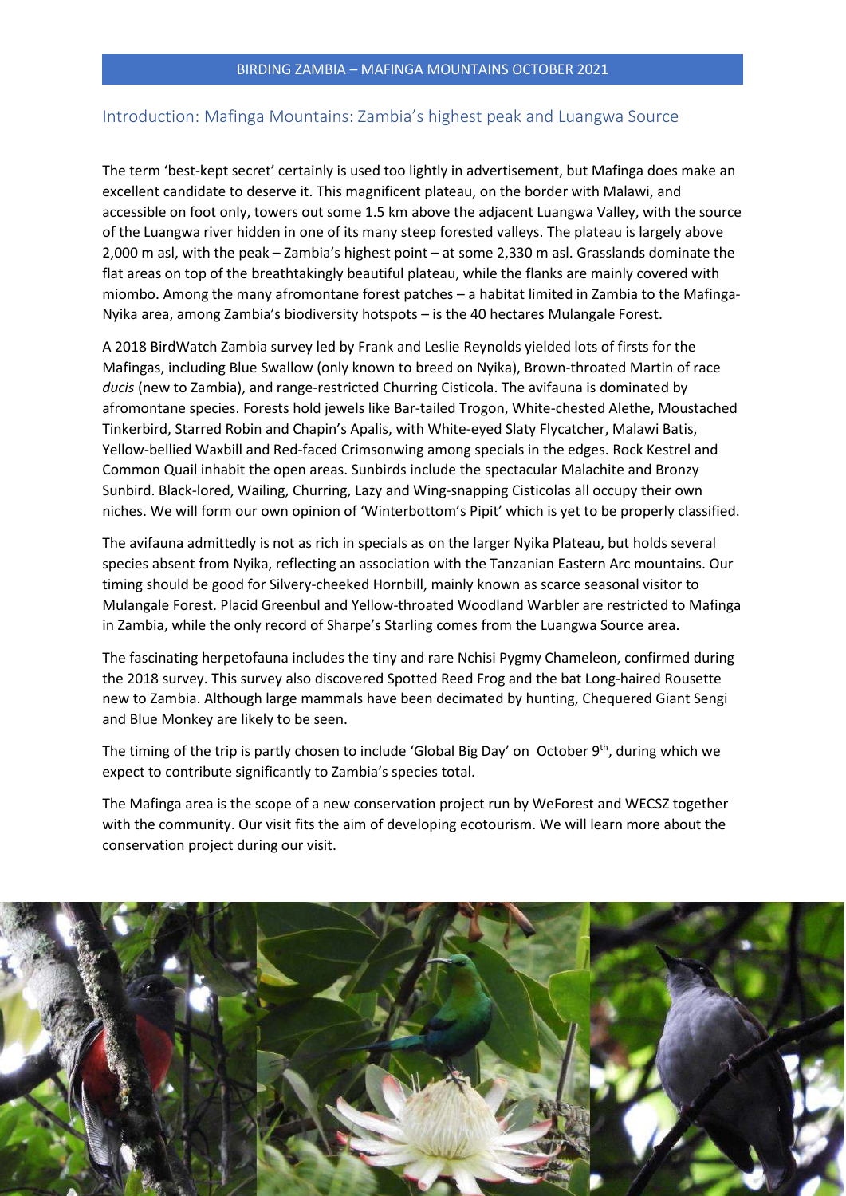## Introduction: Mafinga Mountains: Zambia's highest peak and Luangwa Source

The term 'best-kept secret' certainly is used too lightly in advertisement, but Mafinga does make an excellent candidate to deserve it. This magnificent plateau, on the border with Malawi, and accessible on foot only, towers out some 1.5 km above the adjacent Luangwa Valley, with the source of the Luangwa river hidden in one of its many steep forested valleys. The plateau is largely above 2,000 m asl, with the peak – Zambia's highest point – at some 2,330 m asl. Grasslands dominate the flat areas on top of the breathtakingly beautiful plateau, while the flanks are mainly covered with miombo. Among the many afromontane forest patches – a habitat limited in Zambia to the Mafinga-Nyika area, among Zambia's biodiversity hotspots – is the 40 hectares Mulangale Forest.

A 2018 BirdWatch Zambia survey led by Frank and Leslie Reynolds yielded lots of firsts for the Mafingas, including Blue Swallow (only known to breed on Nyika), Brown-throated Martin of race *ducis* (new to Zambia), and range-restricted Churring Cisticola. The avifauna is dominated by afromontane species. Forests hold jewels like Bar-tailed Trogon, White-chested Alethe, Moustached Tinkerbird, Starred Robin and Chapin's Apalis, with White-eyed Slaty Flycatcher, Malawi Batis, Yellow-bellied Waxbill and Red-faced Crimsonwing among specials in the edges. Rock Kestrel and Common Quail inhabit the open areas. Sunbirds include the spectacular Malachite and Bronzy Sunbird. Black-lored, Wailing, Churring, Lazy and Wing-snapping Cisticolas all occupy their own niches. We will form our own opinion of 'Winterbottom's Pipit' which is yet to be properly classified.

The avifauna admittedly is not as rich in specials as on the larger Nyika Plateau, but holds several species absent from Nyika, reflecting an association with the Tanzanian Eastern Arc mountains. Our timing should be good for Silvery-cheeked Hornbill, mainly known as scarce seasonal visitor to Mulangale Forest. Placid Greenbul and Yellow-throated Woodland Warbler are restricted to Mafinga in Zambia, while the only record of Sharpe's Starling comes from the Luangwa Source area.

The fascinating herpetofauna includes the tiny and rare Nchisi Pygmy Chameleon, confirmed during the 2018 survey. This survey also discovered Spotted Reed Frog and the bat Long-haired Rousette new to Zambia. Although large mammals have been decimated by hunting, Chequered Giant Sengi and Blue Monkey are likely to be seen.

The timing of the trip is partly chosen to include 'Global Big Day' on October 9th, during which we expect to contribute significantly to Zambia's species total.

The Mafinga area is the scope of a new conservation project run by WeForest and WECSZ together with the community. Our visit fits the aim of developing ecotourism. We will learn more about the conservation project during our visit.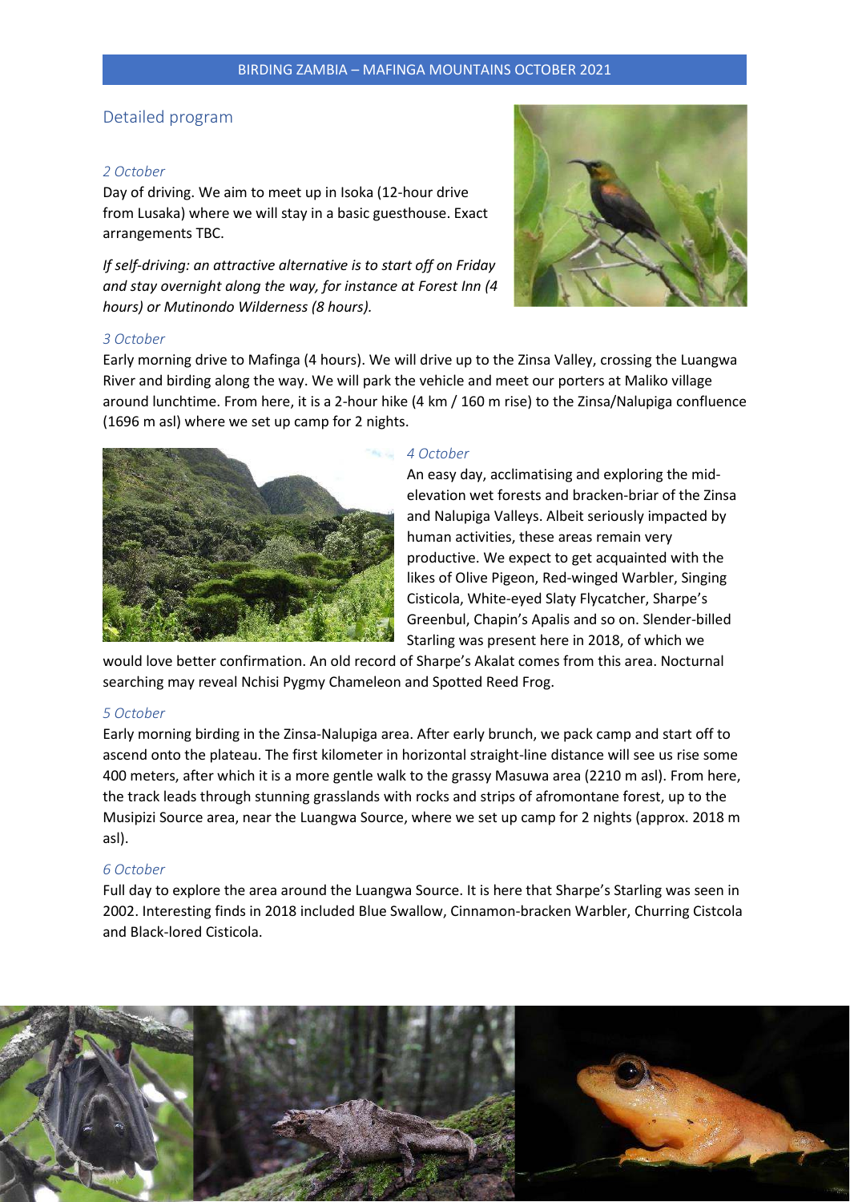## Detailed program

*2 October*

Day of driving. We aim to meet up in Isoka (12-hour drive from Lusaka) where we will stay in a basic guesthouse. Exact arrangements TBC.

*If self-driving: an attractive alternative is to start off on Friday and stay overnight along the way, for instance at Forest Inn (4 hours) or Mutinondo Wilderness (8 hours).*

*3 October*

Early morning drive to Mafinga (4 hours). We will drive up to the Zinsa Valley, crossing the Luangwa River and birding along the way. We will park the vehicle and meet our porters at Maliko village around lunchtime. From here, it is a 2-hour hike (4 km / 160 m rise) to the Zinsa/Nalupiga confluence (1696 m asl) where we set up camp for 2 nights.

*4 October*

An easy day, acclimatising and exploring the mid-elevation wet forests and bracken-briar of the Zinsa and Nalupiga Valleys. Albeit seriously impacted by human activities, these areas remain very productive. We expect to get acquainted with the likes of Olive Pigeon, Red-winged Warbler, Singing Cisticola, White-eyed Slaty Flycatcher, Sharpe's Greenbul, Chapin's Apalis and so on. Slender-billed Starling was present here in 2018, of which we would love better confirmation. An old record of Sharpe's Akalat comes from this area. Nocturnal searching may reveal Nchisi Pygmy Chameleon and Spotted Reed Frog.

*5 October*

Early morning birding in the Zinsa-Nalupiga area. After early brunch, we pack camp and start off to ascend onto the plateau. The first kilometer in horizontal straight-line distance will see us rise some 400 meters, after which it is a more gentle walk to the grassy Masuwa area (2210 m asl). From here, the track leads through stunning grasslands with rocks and strips of afromontane forest, up to the Musipizi Source area, near the Luangwa Source, where we set up camp for 2 nights (approx. 2018 m asl).

*6 October*

Full day to explore the area around the Luangwa Source. It is here that Sharpe's Starling was seen in 2002. Interesting finds in 2018 included Blue Swallow, Cinnamon-bracken Warbler, Churring Cistcola and Black-lored Cisticola.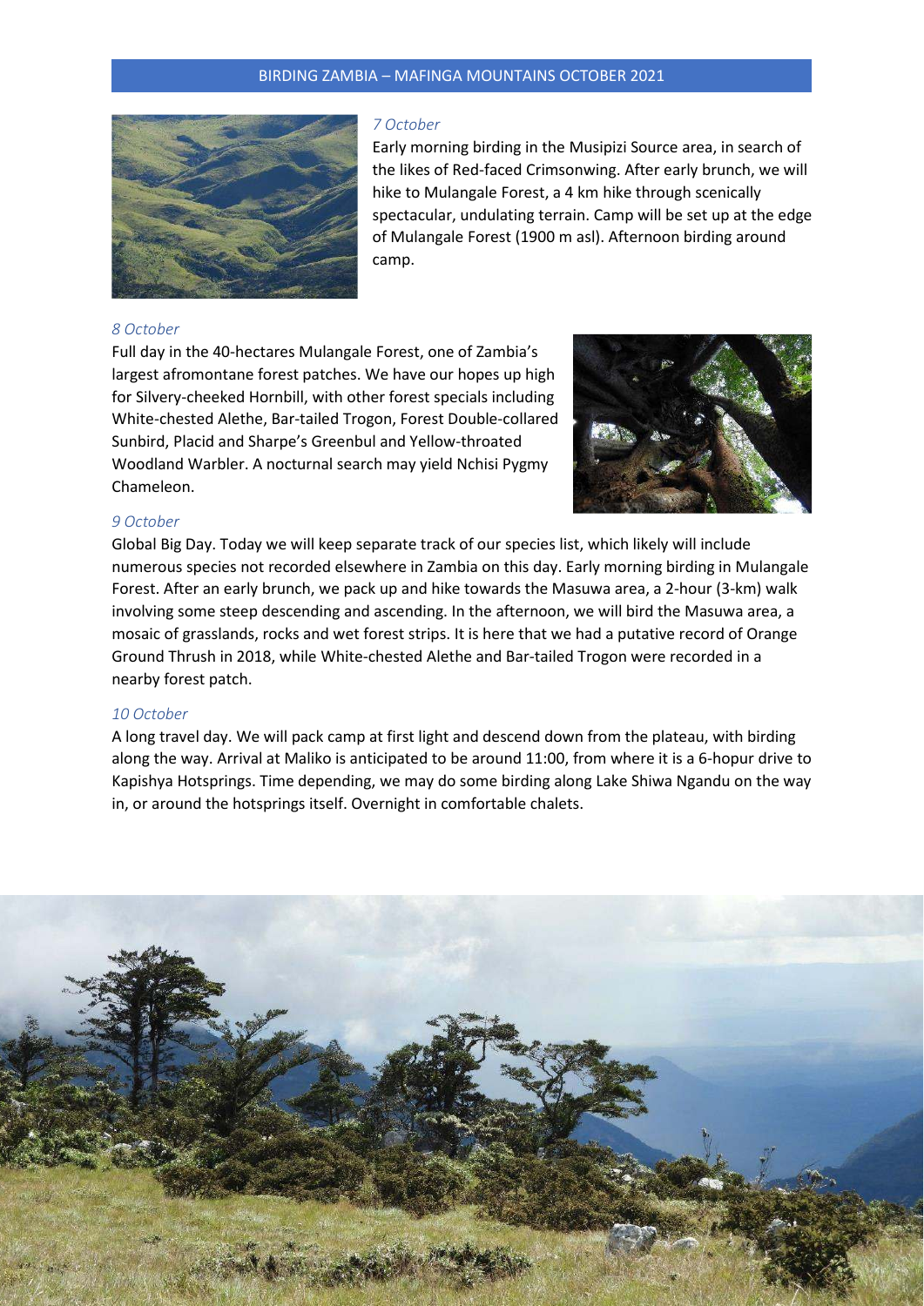*7 October*

Early morning birding in the Musipizi Source area, in search of the likes of Red-faced Crimsonwing. After early brunch, we will hike to Mulangale Forest, a 4 km hike through scenically spectacular, undulating terrain. Camp will be set up at the edge of Mulangale Forest (1900 m asl). Afternoon birding around camp.

*8 October*

Full day in the 40-hectares Mulangale Forest, one of Zambia's largest afromontane forest patches. We have our hopes up high for Silvery-cheeked Hornbill, with other forest specials including White-chested Alethe, Bar-tailed Trogon, Forest Double-collared Sunbird, Placid and Sharpe's Greenbul and Yellow-throated Woodland Warbler. A nocturnal search may yield Nchisi Pygmy Chameleon.

*9 October*

Global Big Day. Today we will keep separate track of our species list, which likely will include numerous species not recorded elsewhere in Zambia on this day. Early morning birding in Mulangale Forest. After an early brunch, we pack up and hike towards the Masuwa area, a 2-hour (3-km) walk involving some steep descending and ascending. In the afternoon, we will bird the Masuwa area, a mosaic of grasslands, rocks and wet forest strips. It is here that we had a putative record of Orange Ground Thrush in 2018, while White-chested Alethe and Bar-tailed Trogon were recorded in a nearby forest patch.

*10 October*

A long travel day. We will pack camp at first light and descend down from the plateau, with birding along the way. Arrival at Maliko is anticipated to be around 11:00, from where it is a 6-hopur drive to Kapishya Hotsprings. Time depending, we may do some birding along Lake Shiwa Ngandu on the way in, or around the hotsprings itself. Overnight in comfortable chalets.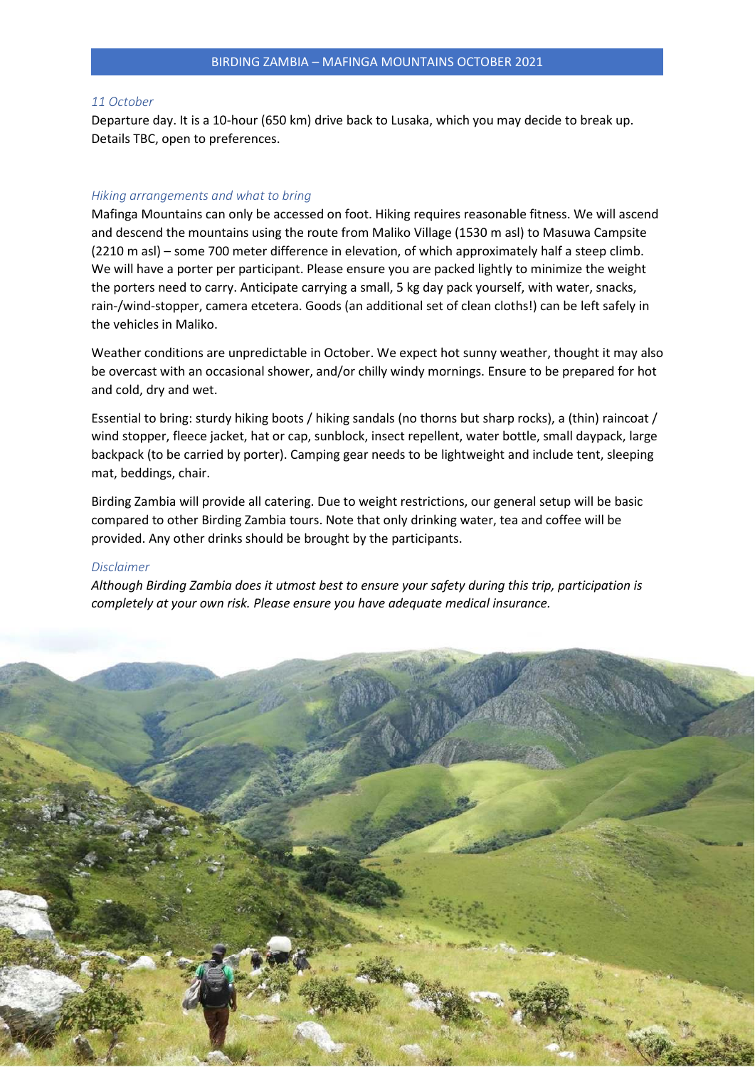*11 October*

Departure day. It is a 10-hour (650 km) drive back to Lusaka, which you may decide to break up. Details TBC, open to preferences.

*Hiking arrangements and what to bring*

Mafinga Mountains can only be accessed on foot. Hiking requires reasonable fitness. We will ascend and descend the mountains using the route from Maliko Village (1530 m asl) to Masuwa Campsite (2210 m asl) – some 700 meter difference in elevation, of which approximately half a steep climb. We will have a porter per participant. Please ensure you are packed lightly to minimize the weight the porters need to carry. Anticipate carrying a small, 5 kg day pack yourself, with water, snacks, rain-/wind-stopper, camera etcetera. Goods (an additional set of clean cloths!) can be left safely in the vehicles in Maliko.

Weather conditions are unpredictable in October. We expect hot sunny weather, thought it may also be overcast with an occasional shower, and/or chilly windy mornings. Ensure to be prepared for hot and cold, dry and wet.

Essential to bring: sturdy hiking boots / hiking sandals (no thorns but sharp rocks), a (thin) raincoat / wind stopper, fleece jacket, hat or cap, sunblock, insect repellent, water bottle, small daypack, large backpack (to be carried by porter). Camping gear needs to be lightweight and include tent, sleeping mat, beddings, chair.

Birding Zambia will provide all catering. Due to weight restrictions, our general setup will be basic compared to other Birding Zambia tours. Note that only drinking water, tea and coffee will be provided. Any other drinks should be brought by the participants.

*Disclaimer*

*Although Birding Zambia does it utmost best to ensure your safety during this trip, participation is completely at your own risk. Please ensure you have adequate medical insurance.*